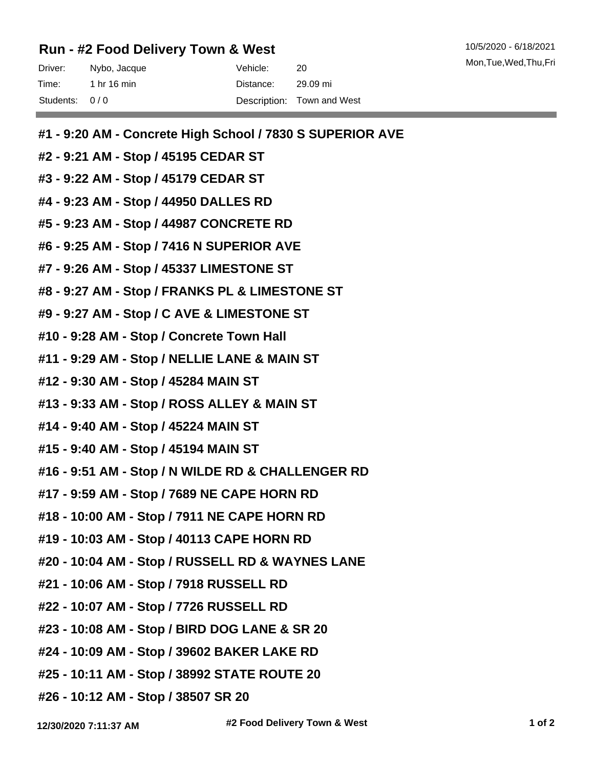## Run - #2 Food Delivery Town & West

10/5/2020 - 6/18/2021
Mon,Tue,Wed,Thu,Fri

| | | | |
|---|---|---|---|
| Driver: | Nybo, Jacque | Vehicle: | 20 |
| Time: | 1 hr 16 min | Distance: | 29.09 mi |
| Students: | 0 / 0 | Description: | Town and West |

**#1 - 9:20 AM - Concrete High School / 7830 S SUPERIOR AVE**

**#2 - 9:21 AM - Stop / 45195 CEDAR ST**

**#3 - 9:22 AM - Stop / 45179 CEDAR ST**

**#4 - 9:23 AM - Stop / 44950 DALLES RD**

**#5 - 9:23 AM - Stop / 44987 CONCRETE RD**

**#6 - 9:25 AM - Stop / 7416 N SUPERIOR AVE**

**#7 - 9:26 AM - Stop / 45337 LIMESTONE ST**

**#8 - 9:27 AM - Stop / FRANKS PL & LIMESTONE ST**

**#9 - 9:27 AM - Stop / C AVE & LIMESTONE ST**

**#10 - 9:28 AM - Stop / Concrete Town Hall**

**#11 - 9:29 AM - Stop / NELLIE LANE & MAIN ST**

**#12 - 9:30 AM - Stop / 45284 MAIN ST**

**#13 - 9:33 AM - Stop / ROSS ALLEY & MAIN ST**

**#14 - 9:40 AM - Stop / 45224 MAIN ST**

**#15 - 9:40 AM - Stop / 45194 MAIN ST**

**#16 - 9:51 AM - Stop / N WILDE RD & CHALLENGER RD**

**#17 - 9:59 AM - Stop / 7689 NE CAPE HORN RD**

**#18 - 10:00 AM - Stop / 7911 NE CAPE HORN RD**

**#19 - 10:03 AM - Stop / 40113 CAPE HORN RD**

**#20 - 10:04 AM - Stop / RUSSELL RD & WAYNES LANE**

**#21 - 10:06 AM - Stop / 7918 RUSSELL RD**

**#22 - 10:07 AM - Stop / 7726 RUSSELL RD**

**#23 - 10:08 AM - Stop / BIRD DOG LANE & SR 20**

**#24 - 10:09 AM - Stop / 39602 BAKER LAKE RD**

**#25 - 10:11 AM - Stop / 38992 STATE ROUTE 20**

**#26 - 10:12 AM - Stop / 38507 SR 20**

**12/30/2020 7:11:37 AM**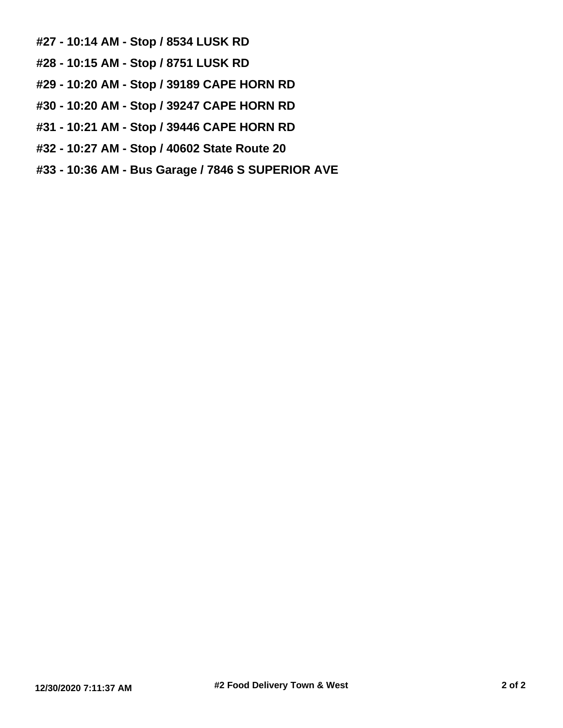**#27 - 10:14 AM - Stop / 8534 LUSK RD**

**#28 - 10:15 AM - Stop / 8751 LUSK RD**

**#29 - 10:20 AM - Stop / 39189 CAPE HORN RD**

**#30 - 10:20 AM - Stop / 39247 CAPE HORN RD**

**#31 - 10:21 AM - Stop / 39446 CAPE HORN RD**

**#32 - 10:27 AM - Stop / 40602 State Route 20**

**#33 - 10:36 AM - Bus Garage / 7846 S SUPERIOR AVE**